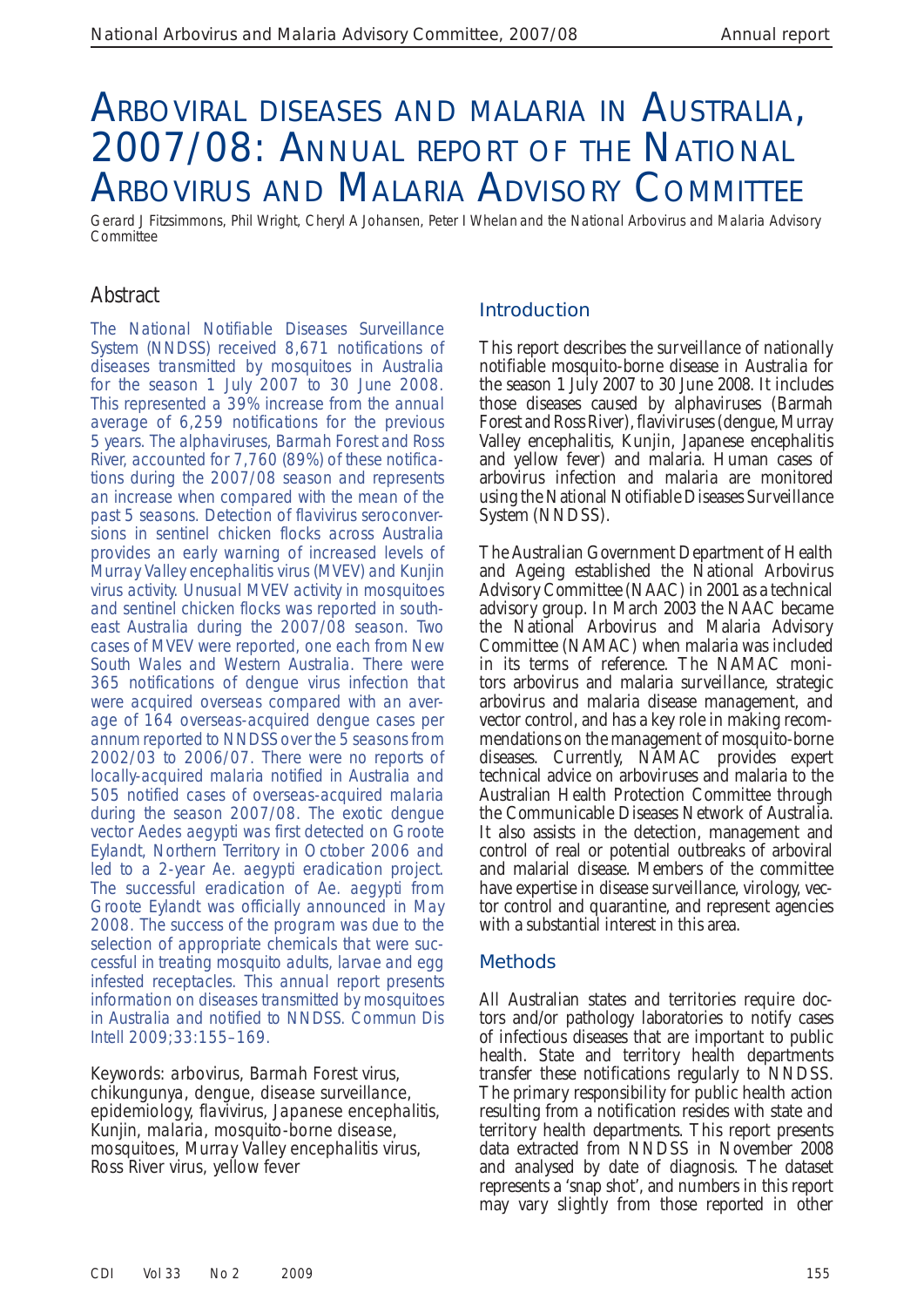# Arboviral diseases and malaria in Australia, 2007/08: Annual report of the National Arbovirus and Malaria Advisory Committee

*Gerard J Fitzsimmons, Phil Wright, Cheryl A Johansen, Peter I Whelan and the National Arbovirus and Malaria Advisory Committee*

## Abstract

The National Notifiable Diseases Surveillance System (NNDSS) received 8,671 notifications of diseases transmitted by mosquitoes in Australia for the season 1 July 2007 to 30 June 2008. This represented a 39% increase from the annual average of 6,259 notifications for the previous 5 years. The alphaviruses, Barmah Forest and Ross River, accounted for 7,760 (89%) of these notifications during the 2007/08 season and represents an increase when compared with the mean of the past 5 seasons. Detection of flavivirus seroconversions in sentinel chicken flocks across Australia provides an early warning of increased levels of Murray Valley encephalitis virus (MVEV) and Kunjin virus activity. Unusual MVEV activity in mosquitoes and sentinel chicken flocks was reported in south-east Australia during the 2007/08 season. Two cases of MVEV were reported, one each from New South Wales and Western Australia. There were 365 notifications of dengue virus infection that were acquired overseas compared with an average of 164 overseas-acquired dengue cases per annum reported to NNDSS over the 5 seasons from 2002/03 to 2006/07. There were no reports of locally-acquired malaria notified in Australia and 505 notified cases of overseas-acquired malaria during the season 2007/08. The exotic dengue vector *Aedes aegypti* was first detected on Groote Eylandt, Northern Territory in October 2006 and led to a 2-year *Ae. aegypti* eradication project. The successful eradication of *Ae. aegypti* from Groote Eylandt was officially announced in May 2008. The success of the program was due to the selection of appropriate chemicals that were successful in treating mosquito adults, larvae and egg infested receptacles. This annual report presents information on diseases transmitted by mosquitoes in Australia and notified to NNDSS. *Commun Dis Intell* 2009;33:155–169.

Keywords: arbovirus, Barmah Forest virus, chikungunya, dengue, disease surveillance, epidemiology, flavivirus, Japanese encephalitis, Kunjin, malaria, mosquito-borne disease, mosquitoes, Murray Valley encephalitis virus, Ross River virus, yellow fever

## Introduction

This report describes the surveillance of nationally notifiable mosquito-borne disease in Australia for the season 1 July 2007 to 30 June 2008. It includes those diseases caused by alphaviruses (Barmah Forest and Ross River), flaviviruses (dengue, Murray Valley encephalitis, Kunjin, Japanese encephalitis and yellow fever) and malaria. Human cases of arbovirus infection and malaria are monitored using the National Notifiable Diseases Surveillance System (NNDSS).

The Australian Government Department of Health and Ageing established the National Arbovirus Advisory Committee (NAAC) in 2001 as a technical advisory group. In March 2003 the NAAC became the National Arbovirus and Malaria Advisory Committee (NAMAC) when malaria was included in its terms of reference. The NAMAC monitors arbovirus and malaria surveillance, strategic arbovirus and malaria disease management, and vector control, and has a key role in making recommendations on the management of mosquito-borne diseases. Currently, NAMAC provides expert technical advice on arboviruses and malaria to the Australian Health Protection Committee through the Communicable Diseases Network of Australia. It also assists in the detection, management and control of real or potential outbreaks of arboviral and malarial disease. Members of the committee have expertise in disease surveillance, virology, vector control and quarantine, and represent agencies with a substantial interest in this area.

## Methods

All Australian states and territories require doctors and/or pathology laboratories to notify cases of infectious diseases that are important to public health. State and territory health departments transfer these notifications regularly to NNDSS. The primary responsibility for public health action resulting from a notification resides with state and territory health departments. This report presents data extracted from NNDSS in November 2008 and analysed by date of diagnosis. The dataset represents a 'snap shot', and numbers in this report may vary slightly from those reported in other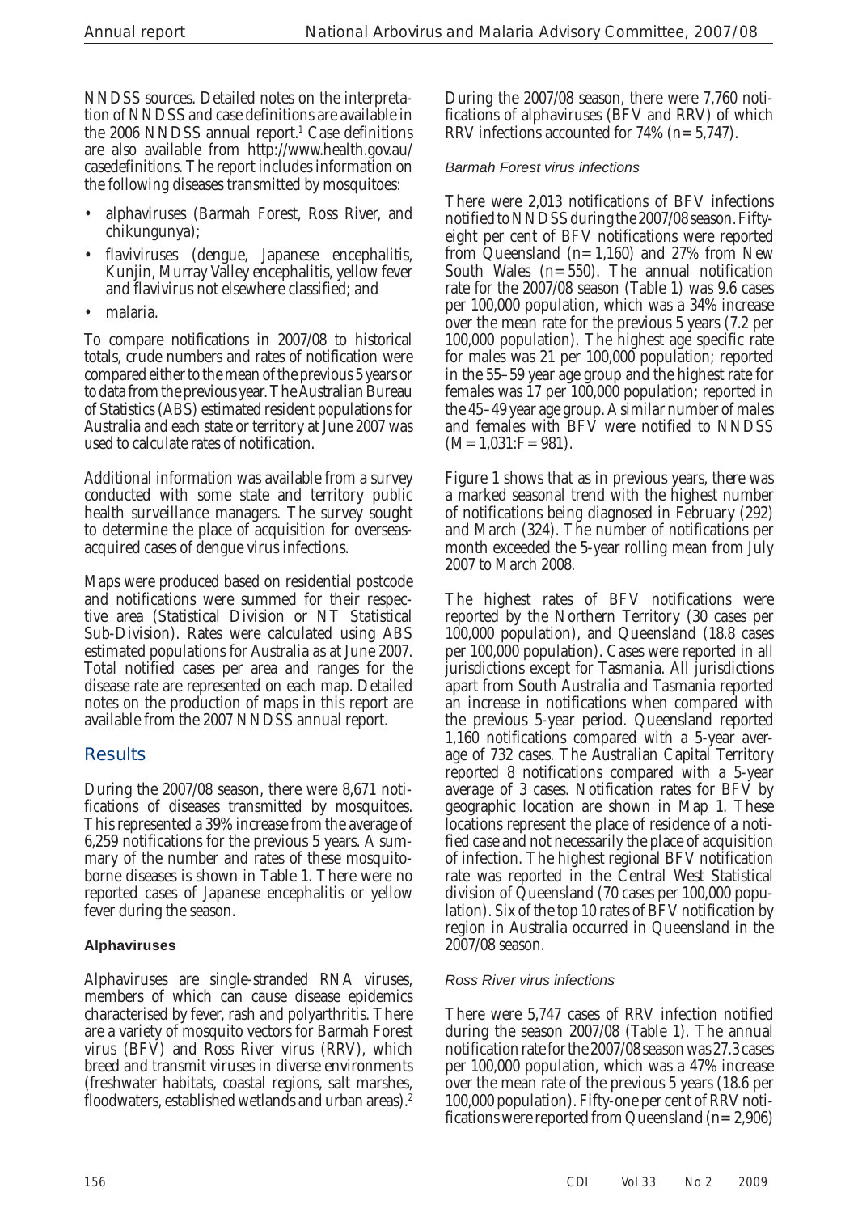NNDSS sources. Detailed notes on the interpretation of NNDSS and case definitions are available in the 2006 NNDSS annual report.[1] Case definitions are also available from http://www.health.gov.au/casedefinitions. The report includes information on the following diseases transmitted by mosquitoes:

- alphaviruses (Barmah Forest, Ross River, and chikungunya);
- flaviviruses (dengue, Japanese encephalitis, Kunjin, Murray Valley encephalitis, yellow fever and flavivirus not elsewhere classified; and
- malaria.

To compare notifications in 2007/08 to historical totals, crude numbers and rates of notification were compared either to the mean of the previous 5 years or to data from the previous year. The Australian Bureau of Statistics (ABS) estimated resident populations for Australia and each state or territory at June 2007 was used to calculate rates of notification.

Additional information was available from a survey conducted with some state and territory public health surveillance managers. The survey sought to determine the place of acquisition for overseas-acquired cases of dengue virus infections.

Maps were produced based on residential postcode and notifications were summed for their respective area (Statistical Division or NT Statistical Sub-Division). Rates were calculated using ABS estimated populations for Australia as at June 2007. Total notified cases per area and ranges for the disease rate are represented on each map. Detailed notes on the production of maps in this report are available from the 2007 NNDSS annual report.

## Results

During the 2007/08 season, there were 8,671 notifications of diseases transmitted by mosquitoes. This represented a 39% increase from the average of 6,259 notifications for the previous 5 years. A summary of the number and rates of these mosquito-borne diseases is shown in Table 1. There were no reported cases of Japanese encephalitis or yellow fever during the season.

### Alphaviruses

Alphaviruses are single-stranded RNA viruses, members of which can cause disease epidemics characterised by fever, rash and polyarthritis. There are a variety of mosquito vectors for Barmah Forest virus (BFV) and Ross River virus (RRV), which breed and transmit viruses in diverse environments (freshwater habitats, coastal regions, salt marshes, floodwaters, established wetlands and urban areas).[2]

During the 2007/08 season, there were 7,760 notifications of alphaviruses (BFV and RRV) of which RRV infections accounted for 74% (n = 5,747).

#### *Barmah Forest virus infections*

There were 2,013 notifications of BFV infections notified to NNDSS during the 2007/08 season. Fifty-eight per cent of BFV notifications were reported from Queensland (n = 1,160) and 27% from New South Wales (n = 550). The annual notification rate for the 2007/08 season (Table 1) was 9.6 cases per 100,000 population, which was a 34% increase over the mean rate for the previous 5 years (7.2 per 100,000 population). The highest age specific rate for males was 21 per 100,000 population; reported in the 55–59 year age group and the highest rate for females was 17 per 100,000 population; reported in the 45–49 year age group. A similar number of males and females with BFV were notified to NNDSS (M = 1,031:F = 981).

Figure 1 shows that as in previous years, there was a marked seasonal trend with the highest number of notifications being diagnosed in February (292) and March (324). The number of notifications per month exceeded the 5-year rolling mean from July 2007 to March 2008.

The highest rates of BFV notifications were reported by the Northern Territory (30 cases per 100,000 population), and Queensland (18.8 cases per 100,000 population). Cases were reported in all jurisdictions except for Tasmania. All jurisdictions apart from South Australia and Tasmania reported an increase in notifications when compared with the previous 5-year period. Queensland reported 1,160 notifications compared with a 5-year average of 732 cases. The Australian Capital Territory reported 8 notifications compared with a 5-year average of 3 cases. Notification rates for BFV by geographic location are shown in Map 1. These locations represent the place of residence of a notified case and not necessarily the place of acquisition of infection. The highest regional BFV notification rate was reported in the Central West Statistical division of Queensland (70 cases per 100,000 population). Six of the top 10 rates of BFV notification by region in Australia occurred in Queensland in the 2007/08 season.

#### *Ross River virus infections*

There were 5,747 cases of RRV infection notified during the season 2007/08 (Table 1). The annual notification rate for the 2007/08 season was 27.3 cases per 100,000 population, which was a 47% increase over the mean rate of the previous 5 years (18.6 per 100,000 population). Fifty-one per cent of RRV notifications were reported from Queensland (n = 2,906)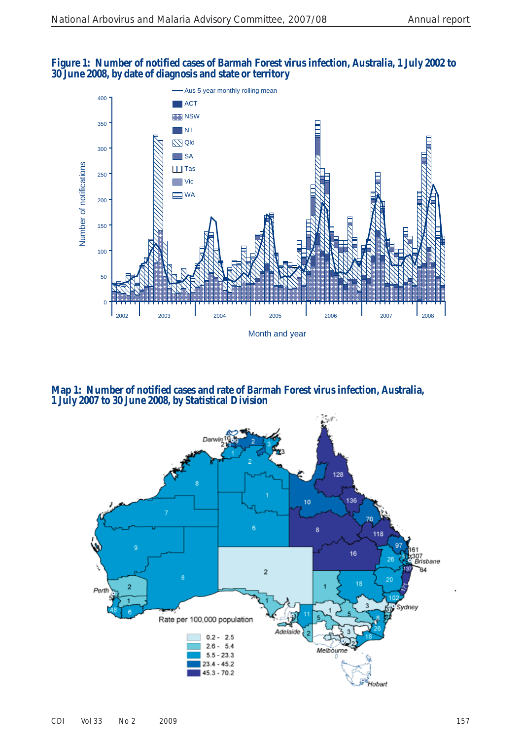**Figure 1: Number of notified cases of Barmah Forest virus infection, Australia, 1 July 2002 to 30 June 2008, by date of diagnosis and state or territory**

**Map 1: Number of notified cases and rate of Barmah Forest virus infection, Australia, 1 July 2007 to 30 June 2008, by Statistical Division**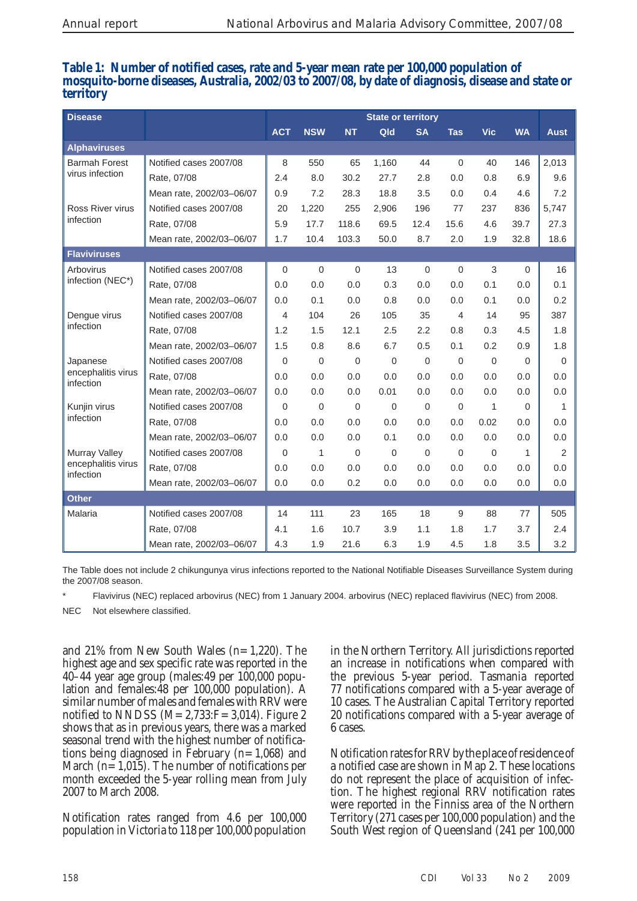**Table 1: Number of notified cases, rate and 5-year mean rate per 100,000 population of mosquito-borne diseases, Australia, 2002/03 to 2007/08, by date of diagnosis, disease and state or territory**

| Disease | | State or territory | | | | | | | | |
|---|---|---|---|---|---|---|---|---|---|---|
| | | ACT | NSW | NT | Qld | SA | Tas | Vic | WA | Aust |
| **Alphaviruses** | | | | | | | | | | |
| Barmah Forest virus infection | Notified cases 2007/08 | 8 | 550 | 65 | 1,160 | 44 | 0 | 40 | 146 | 2,013 |
| | Rate, 07/08 | 2.4 | 8.0 | 30.2 | 27.7 | 2.8 | 0.0 | 0.8 | 6.9 | 9.6 |
| | Mean rate, 2002/03–06/07 | 0.9 | 7.2 | 28.3 | 18.8 | 3.5 | 0.0 | 0.4 | 4.6 | 7.2 |
| Ross River virus infection | Notified cases 2007/08 | 20 | 1,220 | 255 | 2,906 | 196 | 77 | 237 | 836 | 5,747 |
| | Rate, 07/08 | 5.9 | 17.7 | 118.6 | 69.5 | 12.4 | 15.6 | 4.6 | 39.7 | 27.3 |
| | Mean rate, 2002/03–06/07 | 1.7 | 10.4 | 103.3 | 50.0 | 8.7 | 2.0 | 1.9 | 32.8 | 18.6 |
| **Flaviviruses** | | | | | | | | | | |
| Arbovirus infection (NEC*) | Notified cases 2007/08 | 0 | 0 | 0 | 13 | 0 | 0 | 3 | 0 | 16 |
| | Rate, 07/08 | 0.0 | 0.0 | 0.0 | 0.3 | 0.0 | 0.0 | 0.1 | 0.0 | 0.1 |
| | Mean rate, 2002/03–06/07 | 0.0 | 0.1 | 0.0 | 0.8 | 0.0 | 0.0 | 0.1 | 0.0 | 0.2 |
| Dengue virus infection | Notified cases 2007/08 | 4 | 104 | 26 | 105 | 35 | 4 | 14 | 95 | 387 |
| | Rate, 07/08 | 1.2 | 1.5 | 12.1 | 2.5 | 2.2 | 0.8 | 0.3 | 4.5 | 1.8 |
| | Mean rate, 2002/03–06/07 | 1.5 | 0.8 | 8.6 | 6.7 | 0.5 | 0.1 | 0.2 | 0.9 | 1.8 |
| Japanese encephalitis virus infection | Notified cases 2007/08 | 0 | 0 | 0 | 0 | 0 | 0 | 0 | 0 | 0 |
| | Rate, 07/08 | 0.0 | 0.0 | 0.0 | 0.0 | 0.0 | 0.0 | 0.0 | 0.0 | 0.0 |
| | Mean rate, 2002/03–06/07 | 0.0 | 0.0 | 0.0 | 0.01 | 0.0 | 0.0 | 0.0 | 0.0 | 0.0 |
| Kunjin virus infection | Notified cases 2007/08 | 0 | 0 | 0 | 0 | 0 | 0 | 1 | 0 | 1 |
| | Rate, 07/08 | 0.0 | 0.0 | 0.0 | 0.0 | 0.0 | 0.0 | 0.02 | 0.0 | 0.0 |
| | Mean rate, 2002/03–06/07 | 0.0 | 0.0 | 0.0 | 0.1 | 0.0 | 0.0 | 0.0 | 0.0 | 0.0 |
| Murray Valley encephalitis virus infection | Notified cases 2007/08 | 0 | 1 | 0 | 0 | 0 | 0 | 0 | 1 | 2 |
| | Rate, 07/08 | 0.0 | 0.0 | 0.0 | 0.0 | 0.0 | 0.0 | 0.0 | 0.0 | 0.0 |
| | Mean rate, 2002/03–06/07 | 0.0 | 0.0 | 0.2 | 0.0 | 0.0 | 0.0 | 0.0 | 0.0 | 0.0 |
| **Other** | | | | | | | | | | |
| Malaria | Notified cases 2007/08 | 14 | 111 | 23 | 165 | 18 | 9 | 88 | 77 | 505 |
| | Rate, 07/08 | 4.1 | 1.6 | 10.7 | 3.9 | 1.1 | 1.8 | 1.7 | 3.7 | 2.4 |
| | Mean rate, 2002/03–06/07 | 4.3 | 1.9 | 21.6 | 6.3 | 1.9 | 4.5 | 1.8 | 3.5 | 3.2 |

The Table does not include 2 chikungunya virus infections reported to the National Notifiable Diseases Surveillance System during the 2007/08 season.

\* Flavivirus (NEC) replaced arbovirus (NEC) from 1 January 2004. arbovirus (NEC) replaced flavivirus (NEC) from 2008.

NEC Not elsewhere classified.

and 21% from New South Wales (n=1,220). The highest age and sex specific rate was reported in the 40–44 year age group (males:49 per 100,000 population and females:48 per 100,000 population). A similar number of males and females with RRV were notified to NNDSS (M=2,733:F=3,014). Figure 2 shows that as in previous years, there was a marked seasonal trend with the highest number of notifications being diagnosed in February (n=1,068) and March (n=1,015). The number of notifications per month exceeded the 5-year rolling mean from July 2007 to March 2008.

Notification rates ranged from 4.6 per 100,000 population in Victoria to 118 per 100,000 population in the Northern Territory. All jurisdictions reported an increase in notifications when compared with the previous 5-year period. Tasmania reported 77 notifications compared with a 5-year average of 10 cases. The Australian Capital Territory reported 20 notifications compared with a 5-year average of 6 cases.

Notification rates for RRV by the place of residence of a notified case are shown in Map 2. These locations do not represent the place of acquisition of infection. The highest regional RRV notification rates were reported in the Finniss area of the Northern Territory (271 cases per 100,000 population) and the South West region of Queensland (241 per 100,000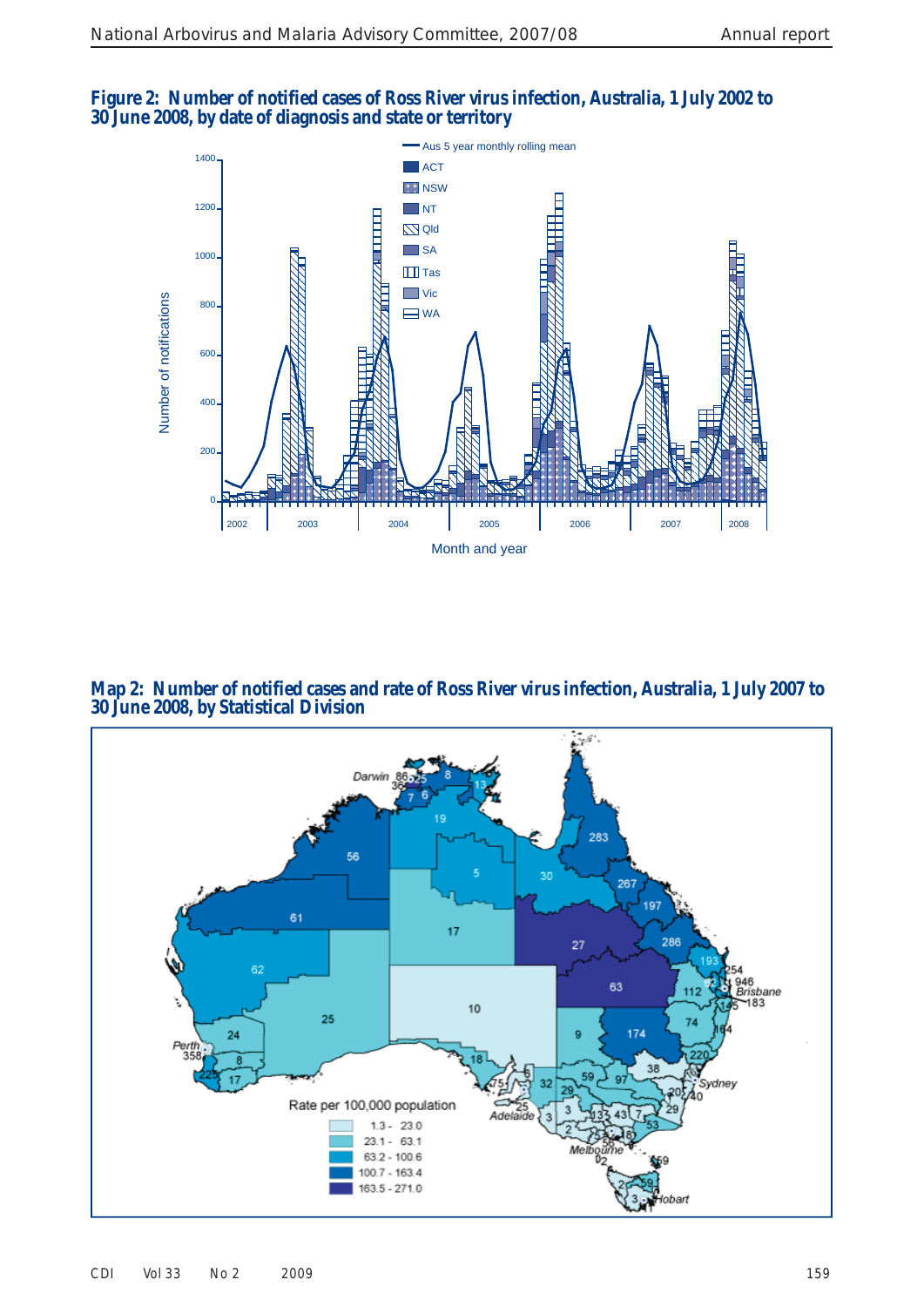**Figure 2: Number of notified cases of Ross River virus infection, Australia, 1 July 2002 to 30 June 2008, by date of diagnosis and state or territory**

**Map 2: Number of notified cases and rate of Ross River virus infection, Australia, 1 July 2007 to 30 June 2008, by Statistical Division**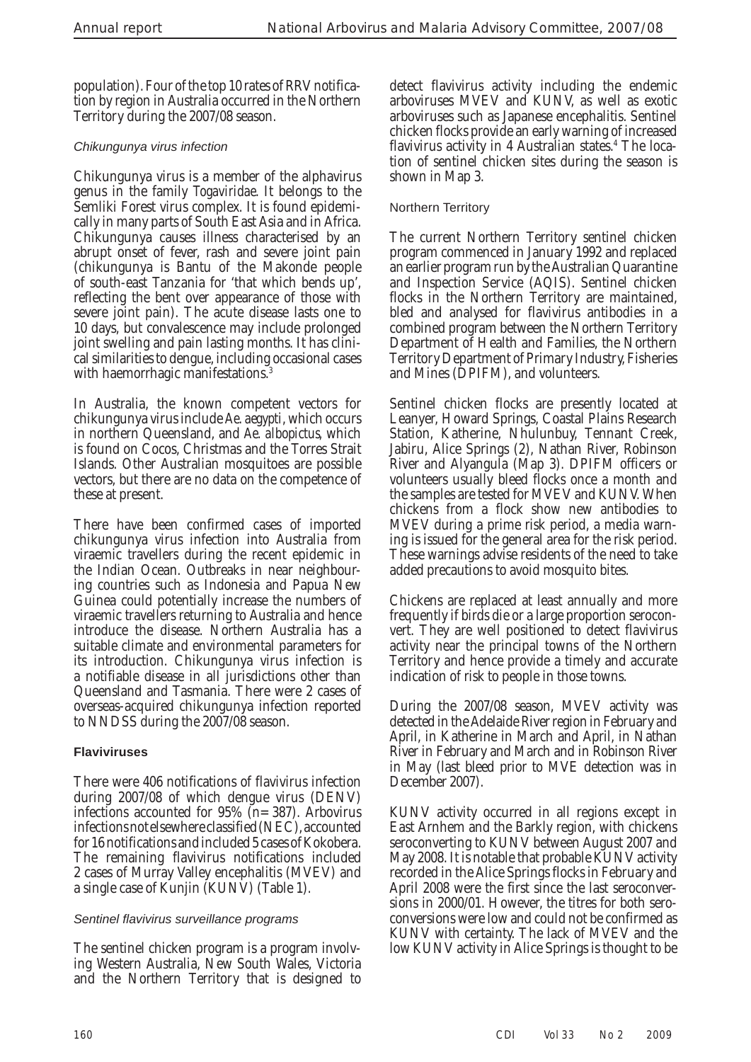population). Four of the top 10 rates of RRV notification by region in Australia occurred in the Northern Territory during the 2007/08 season.

#### *Chikungunya virus infection*

Chikungunya virus is a member of the alphavirus genus in the family *Togaviridae*. It belongs to the Semliki Forest virus complex. It is found epidemically in many parts of South East Asia and in Africa. Chikungunya causes illness characterised by an abrupt onset of fever, rash and severe joint pain (chikungunya is Bantu of the Makonde people of south-east Tanzania for 'that which bends up', reflecting the bent over appearance of those with severe joint pain). The acute disease lasts one to 10 days, but convalescence may include prolonged joint swelling and pain lasting months. It has clinical similarities to dengue, including occasional cases with haemorrhagic manifestations.[3]

In Australia, the known competent vectors for chikungunya virus include *Ae. aegypti*, which occurs in northern Queensland, and *Ae. albopictus*, which is found on Cocos, Christmas and the Torres Strait Islands. Other Australian mosquitoes are possible vectors, but there are no data on the competence of these at present.

There have been confirmed cases of imported chikungunya virus infection into Australia from viraemic travellers during the recent epidemic in the Indian Ocean. Outbreaks in near neighbouring countries such as Indonesia and Papua New Guinea could potentially increase the numbers of viraemic travellers returning to Australia and hence introduce the disease. Northern Australia has a suitable climate and environmental parameters for its introduction. Chikungunya virus infection is a notifiable disease in all jurisdictions other than Queensland and Tasmania. There were 2 cases of overseas-acquired chikungunya infection reported to NNDSS during the 2007/08 season.

### Flaviviruses

There were 406 notifications of flavivirus infection during 2007/08 of which dengue virus (DENV) infections accounted for 95% (n= 387). Arbovirus infections not elsewhere classified (NEC), accounted for 16 notifications and included 5 cases of Kokobera. The remaining flavivirus notifications included 2 cases of Murray Valley encephalitis (MVEV) and a single case of Kunjin (KUNV) (Table 1).

#### *Sentinel flavivirus surveillance programs*

The sentinel chicken program is a program involving Western Australia, New South Wales, Victoria and the Northern Territory that is designed to detect flavivirus activity including the endemic arboviruses MVEV and KUNV, as well as exotic arboviruses such as Japanese encephalitis. Sentinel chicken flocks provide an early warning of increased flavivirus activity in 4 Australian states.[4] The location of sentinel chicken sites during the season is shown in Map 3.

#### Northern Territory

The current Northern Territory sentinel chicken program commenced in January 1992 and replaced an earlier program run by the Australian Quarantine and Inspection Service (AQIS). Sentinel chicken flocks in the Northern Territory are maintained, bled and analysed for flavivirus antibodies in a combined program between the Northern Territory Department of Health and Families, the Northern Territory Department of Primary Industry, Fisheries and Mines (DPIFM), and volunteers.

Sentinel chicken flocks are presently located at Leanyer, Howard Springs, Coastal Plains Research Station, Katherine, Nhulunbuy, Tennant Creek, Jabiru, Alice Springs (2), Nathan River, Robinson River and Alyangula (Map 3). DPIFM officers or volunteers usually bleed flocks once a month and the samples are tested for MVEV and KUNV. When chickens from a flock show new antibodies to MVEV during a prime risk period, a media warning is issued for the general area for the risk period. These warnings advise residents of the need to take added precautions to avoid mosquito bites.

Chickens are replaced at least annually and more frequently if birds die or a large proportion seroconvert. They are well positioned to detect flavivirus activity near the principal towns of the Northern Territory and hence provide a timely and accurate indication of risk to people in those towns.

During the 2007/08 season, MVEV activity was detected in the Adelaide River region in February and April, in Katherine in March and April, in Nathan River in February and March and in Robinson River in May (last bleed prior to MVE detection was in December 2007).

KUNV activity occurred in all regions except in East Arnhem and the Barkly region, with chickens seroconverting to KUNV between August 2007 and May 2008. It is notable that probable KUNV activity recorded in the Alice Springs flocks in February and April 2008 were the first since the last seroconversions in 2000/01. However, the titres for both seroconversions were low and could not be confirmed as KUNV with certainty. The lack of MVEV and the low KUNV activity in Alice Springs is thought to be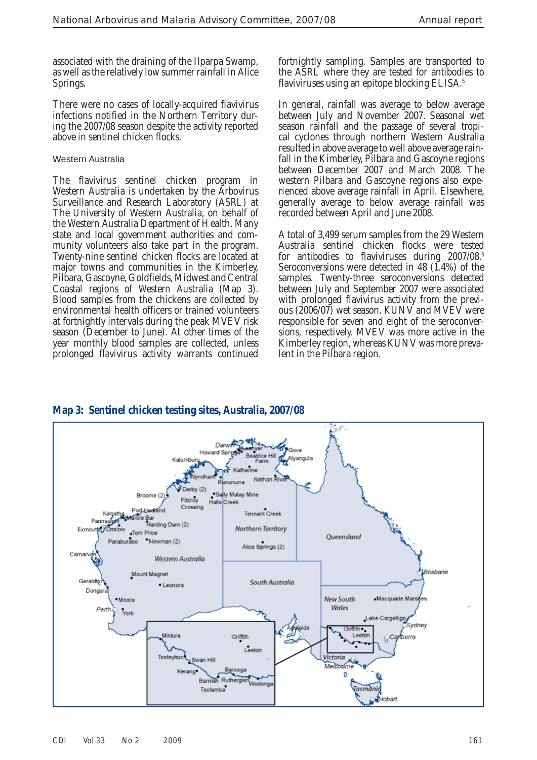associated with the draining of the Ilparpa Swamp, as well as the relatively low summer rainfall in Alice Springs.

There were no cases of locally-acquired flavivirus infections notified in the Northern Territory during the 2007/08 season despite the activity reported above in sentinel chicken flocks.

### Western Australia

The flavivirus sentinel chicken program in Western Australia is undertaken by the Arbovirus Surveillance and Research Laboratory (ASRL) at The University of Western Australia, on behalf of the Western Australia Department of Health. Many state and local government authorities and community volunteers also take part in the program. Twenty-nine sentinel chicken flocks are located at major towns and communities in the Kimberley, Pilbara, Gascoyne, Goldfields, Midwest and Central Coastal regions of Western Australia (Map 3). Blood samples from the chickens are collected by environmental health officers or trained volunteers at fortnightly intervals during the peak MVEV risk season (December to June). At other times of the year monthly blood samples are collected, unless prolonged flavivirus activity warrants continued fortnightly sampling. Samples are transported to the ASRL where they are tested for antibodies to flaviviruses using an epitope blocking ELISA.[5]

In general, rainfall was average to below average between July and November 2007. Seasonal wet season rainfall and the passage of several tropical cyclones through northern Western Australia resulted in above average to well above average rainfall in the Kimberley, Pilbara and Gascoyne regions between December 2007 and March 2008. The western Pilbara and Gascoyne regions also experienced above average rainfall in April. Elsewhere, generally average to below average rainfall was recorded between April and June 2008.

A total of 3,499 serum samples from the 29 Western Australia sentinel chicken flocks were tested for antibodies to flaviviruses during 2007/08.[6] Seroconversions were detected in 48 (1.4%) of the samples. Twenty-three seroconversions detected between July and September 2007 were associated with prolonged flavivirus activity from the previous (2006/07) wet season. KUNV and MVEV were responsible for seven and eight of the seroconversions, respectively. MVEV was more active in the Kimberley region, whereas KUNV was more prevalent in the Pilbara region.

**Map 3: Sentinel chicken testing sites, Australia, 2007/08**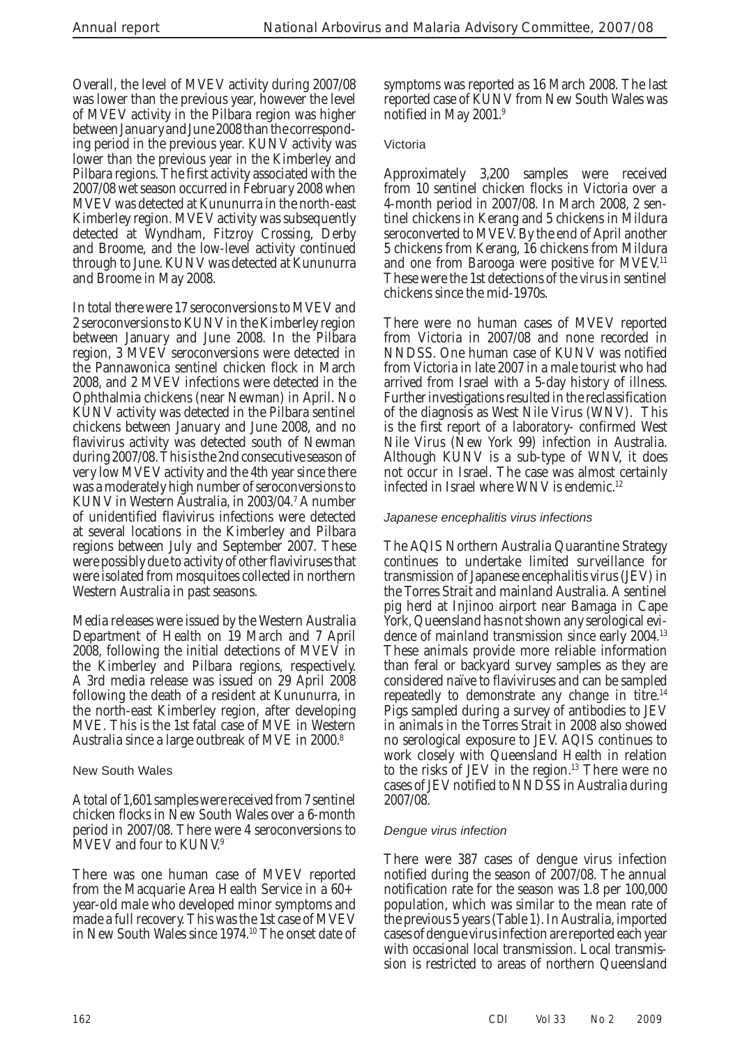Overall, the level of MVEV activity during 2007/08 was lower than the previous year, however the level of MVEV activity in the Pilbara region was higher between January and June 2008 than the corresponding period in the previous year. KUNV activity was lower than the previous year in the Kimberley and Pilbara regions. The first activity associated with the 2007/08 wet season occurred in February 2008 when MVEV was detected at Kununurra in the north-east Kimberley region. MVEV activity was subsequently detected at Wyndham, Fitzroy Crossing, Derby and Broome, and the low-level activity continued through to June. KUNV was detected at Kununurra and Broome in May 2008.

In total there were 17 seroconversions to MVEV and 2 seroconversions to KUNV in the Kimberley region between January and June 2008. In the Pilbara region, 3 MVEV seroconversions were detected in the Pannawonica sentinel chicken flock in March 2008, and 2 MVEV infections were detected in the Ophthalmia chickens (near Newman) in April. No KUNV activity was detected in the Pilbara sentinel chickens between January and June 2008, and no flavivirus activity was detected south of Newman during 2007/08. This is the 2nd consecutive season of very low MVEV activity and the 4th year since there was a moderately high number of seroconversions to KUNV in Western Australia, in 2003/04.[7] A number of unidentified flavivirus infections were detected at several locations in the Kimberley and Pilbara regions between July and September 2007. These were possibly due to activity of other flaviviruses that were isolated from mosquitoes collected in northern Western Australia in past seasons.

Media releases were issued by the Western Australia Department of Health on 19 March and 7 April 2008, following the initial detections of MVEV in the Kimberley and Pilbara regions, respectively. A 3rd media release was issued on 29 April 2008 following the death of a resident at Kununurra, in the north-east Kimberley region, after developing MVE. This is the 1st fatal case of MVE in Western Australia since a large outbreak of MVE in 2000.[8]

### New South Wales

A total of 1,601 samples were received from 7 sentinel chicken flocks in New South Wales over a 6-month period in 2007/08. There were 4 seroconversions to MVEV and four to KUNV.[9]

There was one human case of MVEV reported from the Macquarie Area Health Service in a 60+ year-old male who developed minor symptoms and made a full recovery. This was the 1st case of MVEV in New South Wales since 1974.[10] The onset date of symptoms was reported as 16 March 2008. The last reported case of KUNV from New South Wales was notified in May 2001.[9]

### Victoria

Approximately 3,200 samples were received from 10 sentinel chicken flocks in Victoria over a 4-month period in 2007/08. In March 2008, 2 sentinel chickens in Kerang and 5 chickens in Mildura seroconverted to MVEV. By the end of April another 5 chickens from Kerang, 16 chickens from Mildura and one from Barooga were positive for MVEV.[11] These were the 1st detections of the virus in sentinel chickens since the mid-1970s.

There were no human cases of MVEV reported from Victoria in 2007/08 and none recorded in NNDSS. One human case of KUNV was notified from Victoria in late 2007 in a male tourist who had arrived from Israel with a 5-day history of illness. Further investigations resulted in the reclassification of the diagnosis as West Nile Virus (WNV). This is the first report of a laboratory- confirmed West Nile Virus (New York 99) infection in Australia. Although KUNV is a sub-type of WNV, it does not occur in Israel. The case was almost certainly infected in Israel where WNV is endemic.[12]

### *Japanese encephalitis virus infections*

The AQIS Northern Australia Quarantine Strategy continues to undertake limited surveillance for transmission of Japanese encephalitis virus (JEV) in the Torres Strait and mainland Australia. A sentinel pig herd at Injinoo airport near Bamaga in Cape York, Queensland has not shown any serological evidence of mainland transmission since early 2004.[13] These animals provide more reliable information than feral or backyard survey samples as they are considered naïve to flaviviruses and can be sampled repeatedly to demonstrate any change in titre.[14] Pigs sampled during a survey of antibodies to JEV in animals in the Torres Strait in 2008 also showed no serological exposure to JEV. AQIS continues to work closely with Queensland Health in relation to the risks of JEV in the region.[13] There were no cases of JEV notified to NNDSS in Australia during 2007/08.

### *Dengue virus infection*

There were 387 cases of dengue virus infection notified during the season of 2007/08. The annual notification rate for the season was 1.8 per 100,000 population, which was similar to the mean rate of the previous 5 years (Table 1). In Australia, imported cases of dengue virus infection are reported each year with occasional local transmission. Local transmission is restricted to areas of northern Queensland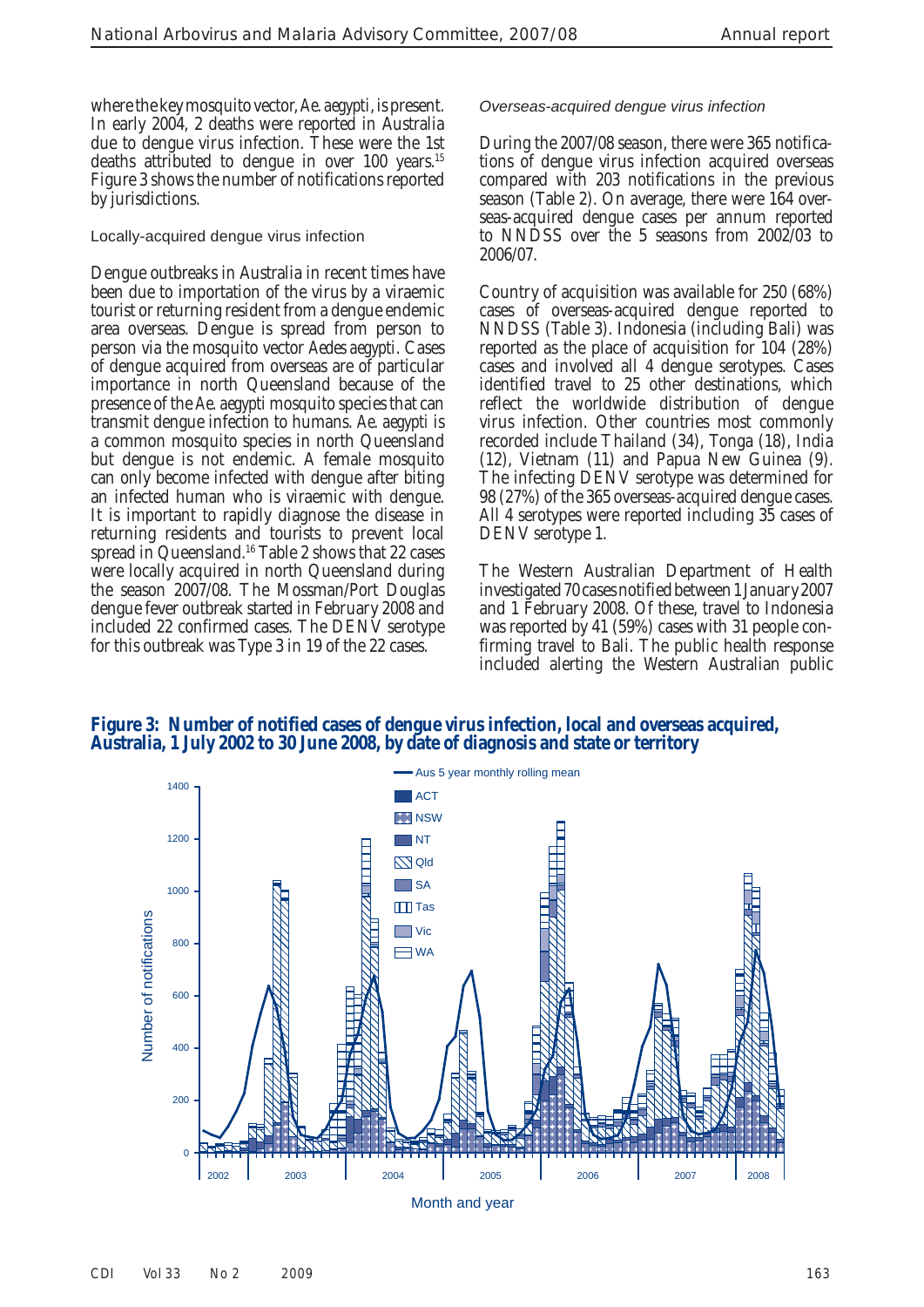where the key mosquito vector, *Ae. aegypti*, is present. In early 2004, 2 deaths were reported in Australia due to dengue virus infection. These were the 1st deaths attributed to dengue in over 100 years.[15] Figure 3 shows the number of notifications reported by jurisdictions.

### Locally-acquired dengue virus infection

Dengue outbreaks in Australia in recent times have been due to importation of the virus by a viraemic tourist or returning resident from a dengue endemic area overseas. Dengue is spread from person to person via the mosquito vector *Aedes aegypti*. Cases of dengue acquired from overseas are of particular importance in north Queensland because of the presence of the *Ae. aegypti* mosquito species that can transmit dengue infection to humans. *Ae. aegypti* is a common mosquito species in north Queensland but dengue is not endemic. A female mosquito can only become infected with dengue after biting an infected human who is viraemic with dengue. It is important to rapidly diagnose the disease in returning residents and tourists to prevent local spread in Queensland.[16] Table 2 shows that 22 cases were locally acquired in north Queensland during the season 2007/08. The Mossman/Port Douglas dengue fever outbreak started in February 2008 and included 22 confirmed cases. The DENV serotype for this outbreak was Type 3 in 19 of the 22 cases.

### *Overseas-acquired dengue virus infection*

During the 2007/08 season, there were 365 notifications of dengue virus infection acquired overseas compared with 203 notifications in the previous season (Table 2). On average, there were 164 overseas-acquired dengue cases per annum reported to NNDSS over the 5 seasons from 2002/03 to 2006/07.

Country of acquisition was available for 250 (68%) cases of overseas-acquired dengue reported to NNDSS (Table 3). Indonesia (including Bali) was reported as the place of acquisition for 104 (28%) cases and involved all 4 dengue serotypes. Cases identified travel to 25 other destinations, which reflect the worldwide distribution of dengue virus infection. Other countries most commonly recorded include Thailand (34), Tonga (18), India (12), Vietnam (11) and Papua New Guinea (9). The infecting DENV serotype was determined for 98 (27%) of the 365 overseas-acquired dengue cases. All 4 serotypes were reported including 35 cases of DENV serotype 1.

The Western Australian Department of Health investigated 70 cases notified between 1 January 2007 and 1 February 2008. Of these, travel to Indonesia was reported by 41 (59%) cases with 31 people confirming travel to Bali. The public health response included alerting the Western Australian public

**Figure 3: Number of notified cases of dengue virus infection, local and overseas acquired, Australia, 1 July 2002 to 30 June 2008, by date of diagnosis and state or territory**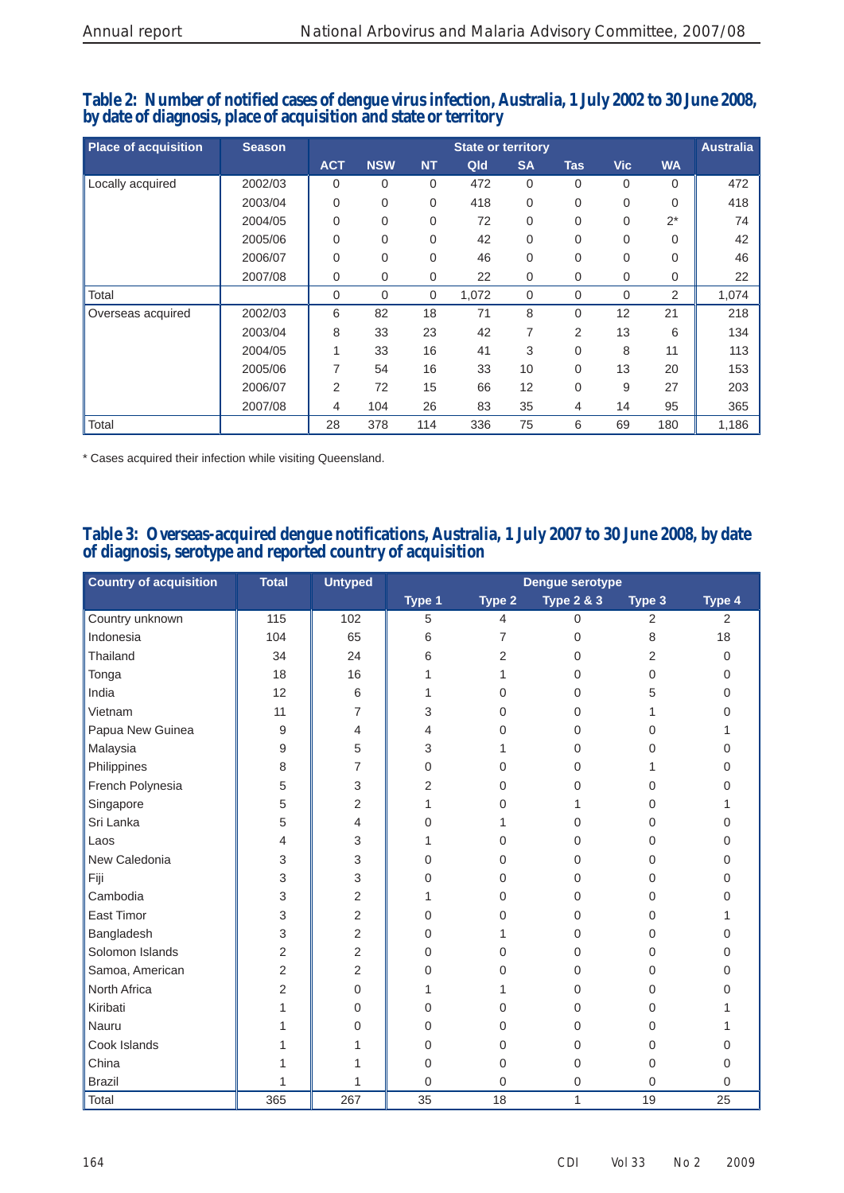**Table 2: Number of notified cases of dengue virus infection, Australia, 1 July 2002 to 30 June 2008, by date of diagnosis, place of acquisition and state or territory**

| Place of acquisition | Season | State or territory | | | | | | | | Australia |
|---|---|---|---|---|---|---|---|---|---|---|
| | | ACT | NSW | NT | Qld | SA | Tas | Vic | WA | |
| Locally acquired | 2002/03 | 0 | 0 | 0 | 472 | 0 | 0 | 0 | 0 | 472 |
| | 2003/04 | 0 | 0 | 0 | 418 | 0 | 0 | 0 | 0 | 418 |
| | 2004/05 | 0 | 0 | 0 | 72 | 0 | 0 | 0 | 2* | 74 |
| | 2005/06 | 0 | 0 | 0 | 42 | 0 | 0 | 0 | 0 | 42 |
| | 2006/07 | 0 | 0 | 0 | 46 | 0 | 0 | 0 | 0 | 46 |
| | 2007/08 | 0 | 0 | 0 | 22 | 0 | 0 | 0 | 0 | 22 |
| Total | | 0 | 0 | 0 | 1,072 | 0 | 0 | 0 | 2 | 1,074 |
| Overseas acquired | 2002/03 | 6 | 82 | 18 | 71 | 8 | 0 | 12 | 21 | 218 |
| | 2003/04 | 8 | 33 | 23 | 42 | 7 | 2 | 13 | 6 | 134 |
| | 2004/05 | 1 | 33 | 16 | 41 | 3 | 0 | 8 | 11 | 113 |
| | 2005/06 | 7 | 54 | 16 | 33 | 10 | 0 | 13 | 20 | 153 |
| | 2006/07 | 2 | 72 | 15 | 66 | 12 | 0 | 9 | 27 | 203 |
| | 2007/08 | 4 | 104 | 26 | 83 | 35 | 4 | 14 | 95 | 365 |
| Total | | 28 | 378 | 114 | 336 | 75 | 6 | 69 | 180 | 1,186 |

* Cases acquired their infection while visiting Queensland.

**Table 3: Overseas-acquired dengue notifications, Australia, 1 July 2007 to 30 June 2008, by date of diagnosis, serotype and reported country of acquisition**

| Country of acquisition | Total | Untyped | Dengue serotype | | | | |
|---|---|---|---|---|---|---|---|
| | | | Type 1 | Type 2 | Type 2 & 3 | Type 3 | Type 4 |
| Country unknown | 115 | 102 | 5 | 4 | 0 | 2 | 2 |
| Indonesia | 104 | 65 | 6 | 7 | 0 | 8 | 18 |
| Thailand | 34 | 24 | 6 | 2 | 0 | 2 | 0 |
| Tonga | 18 | 16 | 1 | 1 | 0 | 0 | 0 |
| India | 12 | 6 | 1 | 0 | 0 | 5 | 0 |
| Vietnam | 11 | 7 | 3 | 0 | 0 | 1 | 0 |
| Papua New Guinea | 9 | 4 | 4 | 0 | 0 | 0 | 1 |
| Malaysia | 9 | 5 | 3 | 1 | 0 | 0 | 0 |
| Philippines | 8 | 7 | 0 | 0 | 0 | 1 | 0 |
| French Polynesia | 5 | 3 | 2 | 0 | 0 | 0 | 0 |
| Singapore | 5 | 2 | 1 | 0 | 1 | 0 | 1 |
| Sri Lanka | 5 | 4 | 0 | 1 | 0 | 0 | 0 |
| Laos | 4 | 3 | 1 | 0 | 0 | 0 | 0 |
| New Caledonia | 3 | 3 | 0 | 0 | 0 | 0 | 0 |
| Fiji | 3 | 3 | 0 | 0 | 0 | 0 | 0 |
| Cambodia | 3 | 2 | 1 | 0 | 0 | 0 | 0 |
| East Timor | 3 | 2 | 0 | 0 | 0 | 0 | 1 |
| Bangladesh | 3 | 2 | 0 | 1 | 0 | 0 | 0 |
| Solomon Islands | 2 | 2 | 0 | 0 | 0 | 0 | 0 |
| Samoa, American | 2 | 2 | 0 | 0 | 0 | 0 | 0 |
| North Africa | 2 | 0 | 1 | 1 | 0 | 0 | 0 |
| Kiribati | 1 | 0 | 0 | 0 | 0 | 0 | 1 |
| Nauru | 1 | 0 | 0 | 0 | 0 | 0 | 1 |
| Cook Islands | 1 | 1 | 0 | 0 | 0 | 0 | 0 |
| China | 1 | 1 | 0 | 0 | 0 | 0 | 0 |
| Brazil | 1 | 1 | 0 | 0 | 0 | 0 | 0 |
| Total | 365 | 267 | 35 | 18 | 1 | 19 | 25 |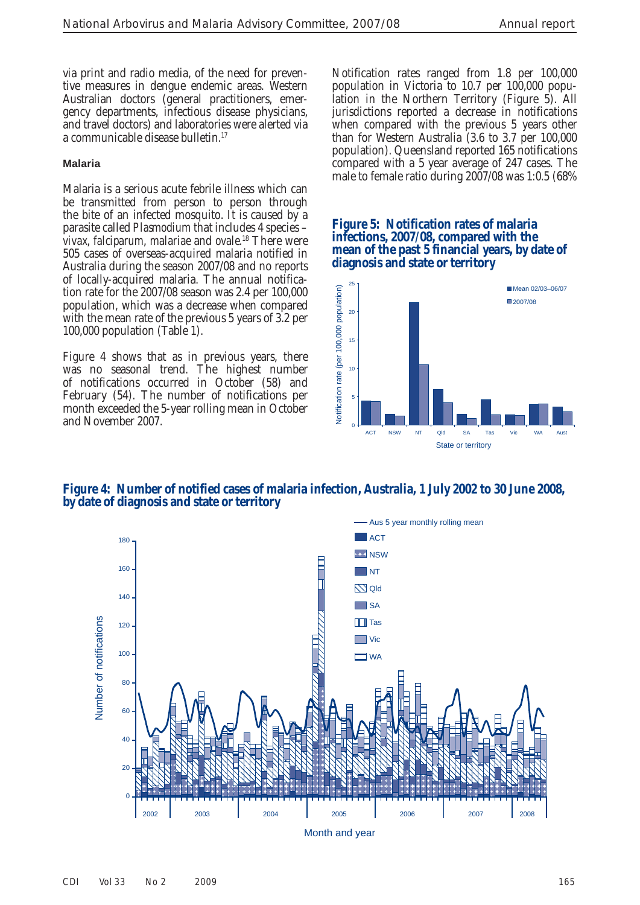via print and radio media, of the need for preventive measures in dengue endemic areas. Western Australian doctors (general practitioners, emergency departments, infectious disease physicians, and travel doctors) and laboratories were alerted via a communicable disease bulletin.[17]

### Malaria

Malaria is a serious acute febrile illness which can be transmitted from person to person through the bite of an infected mosquito. It is caused by a parasite called *Plasmodium* that includes 4 species – *vivax*, *falciparum*, *malariae* and *ovale*.[18] There were 505 cases of overseas-acquired malaria notified in Australia during the season 2007/08 and no reports of locally-acquired malaria. The annual notification rate for the 2007/08 season was 2.4 per 100,000 population, which was a decrease when compared with the mean rate of the previous 5 years of 3.2 per 100,000 population (Table 1).

Figure 4 shows that as in previous years, there was no seasonal trend. The highest number of notifications occurred in October (58) and February (54). The number of notifications per month exceeded the 5-year rolling mean in October and November 2007.

Notification rates ranged from 1.8 per 100,000 population in Victoria to 10.7 per 100,000 population in the Northern Territory (Figure 5). All jurisdictions reported a decrease in notifications when compared with the previous 5 years other than for Western Australia (3.6 to 3.7 per 100,000 population). Queensland reported 165 notifications compared with a 5 year average of 247 cases. The male to female ratio during 2007/08 was 1:0.5 (68%

**Figure 5: Notification rates of malaria infections, 2007/08, compared with the mean of the past 5 financial years, by date of diagnosis and state or territory**

**Figure 4: Number of notified cases of malaria infection, Australia, 1 July 2002 to 30 June 2008, by date of diagnosis and state or territory**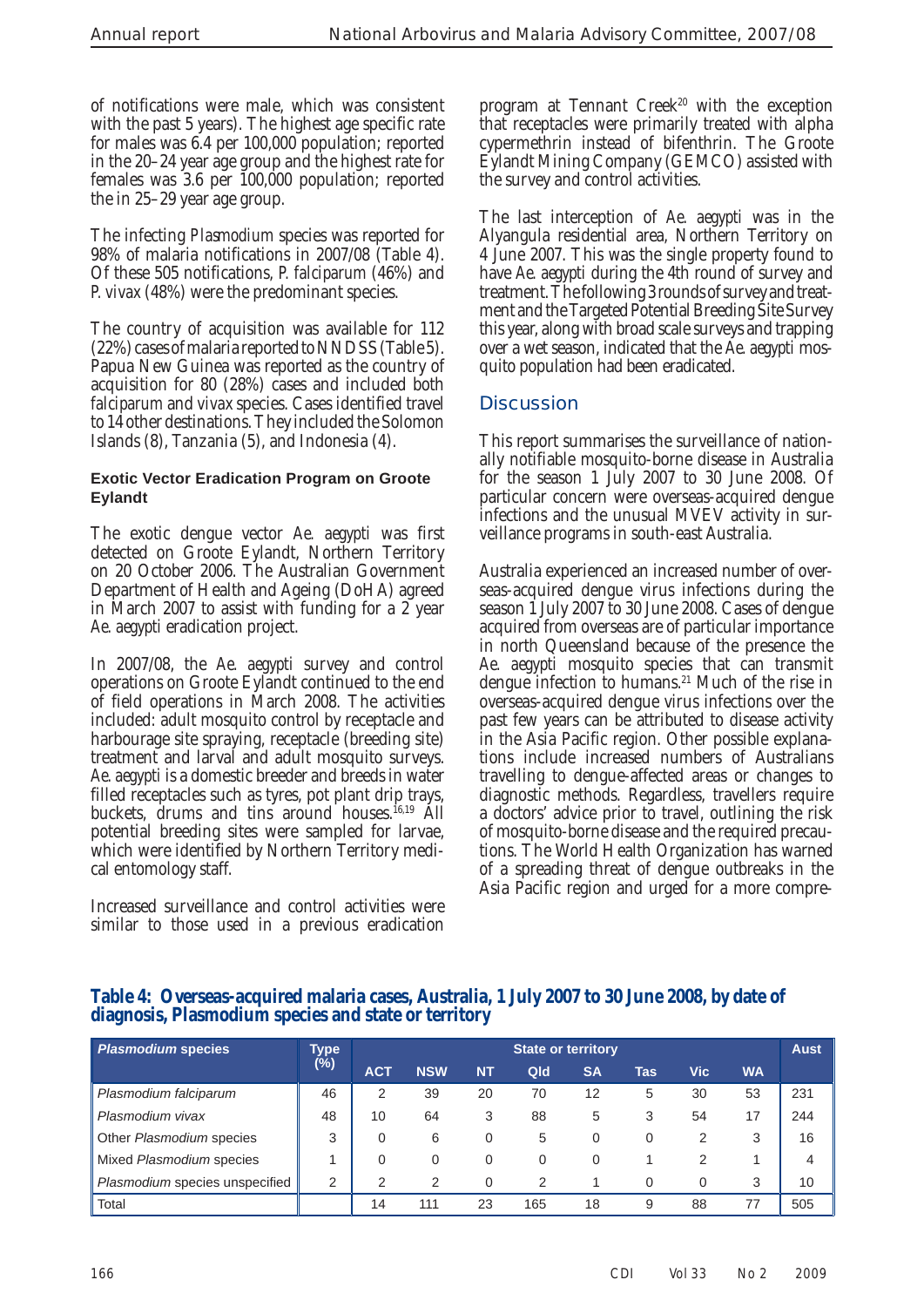of notifications were male, which was consistent with the past 5 years). The highest age specific rate for males was 6.4 per 100,000 population; reported in the 20–24 year age group and the highest rate for females was 3.6 per 100,000 population; reported the in 25–29 year age group.

The infecting *Plasmodium* species was reported for 98% of malaria notifications in 2007/08 (Table 4). Of these 505 notifications, *P. falciparum* (46%) and *P. vivax* (48%) were the predominant species.

The country of acquisition was available for 112 (22%) cases of malaria reported to NNDSS (Table 5). Papua New Guinea was reported as the country of acquisition for 80 (28%) cases and included both *falciparum* and *vivax* species. Cases identified travel to 14 other destinations. They included the Solomon Islands (8), Tanzania (5), and Indonesia (4).

### Exotic Vector Eradication Program on Groote Eylandt

The exotic dengue vector *Ae. aegypti* was first detected on Groote Eylandt, Northern Territory on 20 October 2006. The Australian Government Department of Health and Ageing (DoHA) agreed in March 2007 to assist with funding for a 2 year *Ae. aegypti* eradication project.

In 2007/08, the *Ae. aegypti* survey and control operations on Groote Eylandt continued to the end of field operations in March 2008. The activities included: adult mosquito control by receptacle and harbourage site spraying, receptacle (breeding site) treatment and larval and adult mosquito surveys. *Ae. aegypti* is a domestic breeder and breeds in water filled receptacles such as tyres, pot plant drip trays, buckets, drums and tins around houses.[16,19] All potential breeding sites were sampled for larvae, which were identified by Northern Territory medical entomology staff.

Increased surveillance and control activities were similar to those used in a previous eradication program at Tennant Creek[20] with the exception that receptacles were primarily treated with alpha cypermethrin instead of bifenthrin. The Groote Eylandt Mining Company (GEMCO) assisted with the survey and control activities.

The last interception of *Ae. aegypti* was in the Alyangula residential area, Northern Territory on 4 June 2007. This was the single property found to have *Ae. aegypti* during the 4th round of survey and treatment. The following 3 rounds of survey and treatment and the Targeted Potential Breeding Site Survey this year, along with broad scale surveys and trapping over a wet season, indicated that the *Ae. aegypti* mosquito population had been eradicated.

## Discussion

This report summarises the surveillance of nationally notifiable mosquito-borne disease in Australia for the season 1 July 2007 to 30 June 2008. Of particular concern were overseas-acquired dengue infections and the unusual MVEV activity in surveillance programs in south-east Australia.

Australia experienced an increased number of overseas-acquired dengue virus infections during the season 1 July 2007 to 30 June 2008. Cases of dengue acquired from overseas are of particular importance in north Queensland because of the presence the *Ae. aegypti* mosquito species that can transmit dengue infection to humans.[21] Much of the rise in overseas-acquired dengue virus infections over the past few years can be attributed to disease activity in the Asia Pacific region. Other possible explanations include increased numbers of Australians travelling to dengue-affected areas or changes to diagnostic methods. Regardless, travellers require a doctors' advice prior to travel, outlining the risk of mosquito-borne disease and the required precautions. The World Health Organization has warned of a spreading threat of dengue outbreaks in the Asia Pacific region and urged for a more compre-

**Table 4: Overseas-acquired malaria cases, Australia, 1 July 2007 to 30 June 2008, by date of diagnosis, Plasmodium species and state or territory**

| *Plasmodium* species | Type (%) | State or territory | | | | | | | | Aust |
|---|---|---|---|---|---|---|---|---|---|---|
| | | ACT | NSW | NT | Qld | SA | Tas | Vic | WA | |
| *Plasmodium falciparum* | 46 | 2 | 39 | 20 | 70 | 12 | 5 | 30 | 53 | 231 |
| *Plasmodium vivax* | 48 | 10 | 64 | 3 | 88 | 5 | 3 | 54 | 17 | 244 |
| Other *Plasmodium* species | 3 | 0 | 6 | 0 | 5 | 0 | 0 | 2 | 3 | 16 |
| Mixed *Plasmodium* species | 1 | 0 | 0 | 0 | 0 | 0 | 1 | 2 | 1 | 4 |
| *Plasmodium* species unspecified | 2 | 2 | 2 | 0 | 2 | 1 | 0 | 0 | 3 | 10 |
| Total | | 14 | 111 | 23 | 165 | 18 | 9 | 88 | 77 | 505 |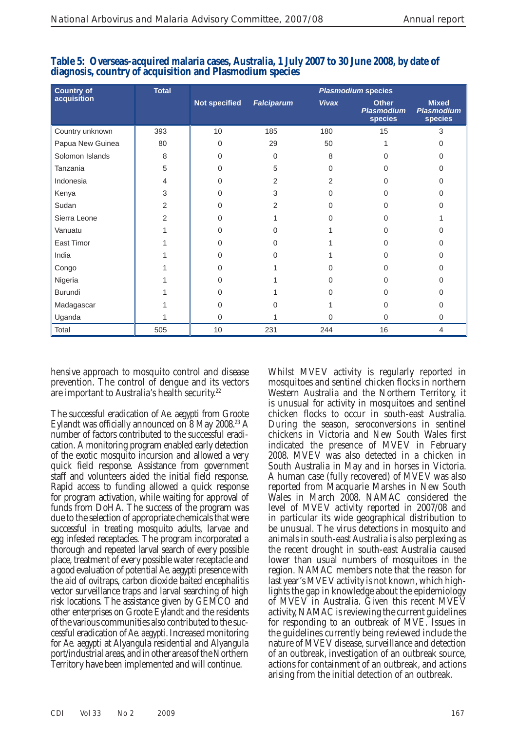**Table 5: Overseas-acquired malaria cases, Australia, 1 July 2007 to 30 June 2008, by date of diagnosis, country of acquisition and Plasmodium species**

| Country of acquisition | Total | *Plasmodium* species | | | | |
|---|---|---|---|---|---|---|
| | | Not specified | *Falciparum* | *Vivax* | Other *Plasmodium* species | Mixed *Plasmodium* species |
| Country unknown | 393 | 10 | 185 | 180 | 15 | 3 |
| Papua New Guinea | 80 | 0 | 29 | 50 | 1 | 0 |
| Solomon Islands | 8 | 0 | 0 | 8 | 0 | 0 |
| Tanzania | 5 | 0 | 5 | 0 | 0 | 0 |
| Indonesia | 4 | 0 | 2 | 2 | 0 | 0 |
| Kenya | 3 | 0 | 3 | 0 | 0 | 0 |
| Sudan | 2 | 0 | 2 | 0 | 0 | 0 |
| Sierra Leone | 2 | 0 | 1 | 0 | 0 | 1 |
| Vanuatu | 1 | 0 | 0 | 1 | 0 | 0 |
| East Timor | 1 | 0 | 0 | 1 | 0 | 0 |
| India | 1 | 0 | 0 | 1 | 0 | 0 |
| Congo | 1 | 0 | 1 | 0 | 0 | 0 |
| Nigeria | 1 | 0 | 1 | 0 | 0 | 0 |
| Burundi | 1 | 0 | 1 | 0 | 0 | 0 |
| Madagascar | 1 | 0 | 0 | 1 | 0 | 0 |
| Uganda | 1 | 0 | 1 | 0 | 0 | 0 |
| Total | 505 | 10 | 231 | 244 | 16 | 4 |

hensive approach to mosquito control and disease prevention. The control of dengue and its vectors are important to Australia's health security.[22]

The successful eradication of *Ae. aegypti* from Groote Eylandt was officially announced on 8 May 2008.[23] A number of factors contributed to the successful eradication. A monitoring program enabled early detection of the exotic mosquito incursion and allowed a very quick field response. Assistance from government staff and volunteers aided the initial field response. Rapid access to funding allowed a quick response for program activation, while waiting for approval of funds from DoHA. The success of the program was due to the selection of appropriate chemicals that were successful in treating mosquito adults, larvae and egg infested receptacles. The program incorporated a thorough and repeated larval search of every possible place, treatment of every possible water receptacle and a good evaluation of potential *Ae. aegypti* presence with the aid of ovitraps, carbon dioxide baited encephalitis vector surveillance traps and larval searching of high risk locations. The assistance given by GEMCO and other enterprises on Groote Eylandt and the residents of the various communities also contributed to the successful eradication of *Ae. aegypti*. Increased monitoring for *Ae. aegypti* at Alyangula residential and Alyangula port/industrial areas, and in other areas of the Northern Territory have been implemented and will continue.

Whilst MVEV activity is regularly reported in mosquitoes and sentinel chicken flocks in northern Western Australia and the Northern Territory, it is unusual for activity in mosquitoes and sentinel chicken flocks to occur in south-east Australia. During the season, seroconversions in sentinel chickens in Victoria and New South Wales first indicated the presence of MVEV in February 2008. MVEV was also detected in a chicken in South Australia in May and in horses in Victoria. A human case (fully recovered) of MVEV was also reported from Macquarie Marshes in New South Wales in March 2008. NAMAC considered the level of MVEV activity reported in 2007/08 and in particular its wide geographical distribution to be unusual. The virus detections in mosquito and animals in south-east Australia is also perplexing as the recent drought in south-east Australia caused lower than usual numbers of mosquitoes in the region. NAMAC members note that the reason for last year's MVEV activity is not known, which highlights the gap in knowledge about the epidemiology of MVEV in Australia. Given this recent MVEV activity, NAMAC is reviewing the current guidelines for responding to an outbreak of MVE. Issues in the guidelines currently being reviewed include the nature of MVEV disease, surveillance and detection of an outbreak, investigation of an outbreak source, actions for containment of an outbreak, and actions arising from the initial detection of an outbreak.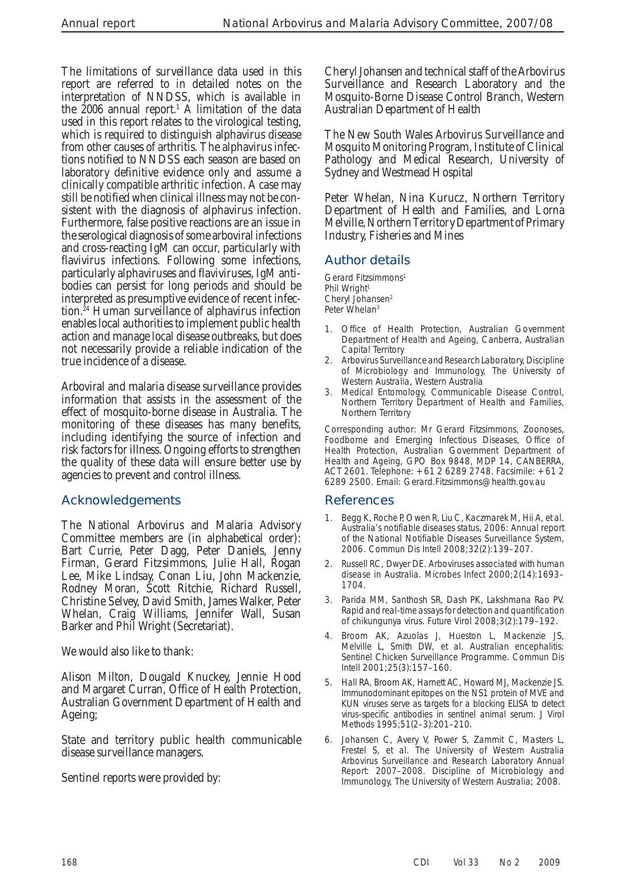The limitations of surveillance data used in this report are referred to in detailed notes on the interpretation of NNDSS, which is available in the 2006 annual report.[1] A limitation of the data used in this report relates to the virological testing, which is required to distinguish alphavirus disease from other causes of arthritis. The alphavirus infections notified to NNDSS each season are based on laboratory definitive evidence only and assume a clinically compatible arthritic infection. A case may still be notified when clinical illness may not be consistent with the diagnosis of alphavirus infection. Furthermore, false positive reactions are an issue in the serological diagnosis of some arboviral infections and cross-reacting IgM can occur, particularly with flavivirus infections. Following some infections, particularly alphaviruses and flaviviruses, IgM antibodies can persist for long periods and should be interpreted as presumptive evidence of recent infection.[24] Human surveillance of alphavirus infection enables local authorities to implement public health action and manage local disease outbreaks, but does not necessarily provide a reliable indication of the true incidence of a disease.

Arboviral and malaria disease surveillance provides information that assists in the assessment of the effect of mosquito-borne disease in Australia. The monitoring of these diseases has many benefits, including identifying the source of infection and risk factors for illness. Ongoing efforts to strengthen the quality of these data will ensure better use by agencies to prevent and control illness.

## Acknowledgements

The National Arbovirus and Malaria Advisory Committee members are (in alphabetical order): Bart Currie, Peter Dagg, Peter Daniels, Jenny Firman, Gerard Fitzsimmons, Julie Hall, Rogan Lee, Mike Lindsay, Conan Liu, John Mackenzie, Rodney Moran, Scott Ritchie, Richard Russell, Christine Selvey, David Smith, James Walker, Peter Whelan, Craig Williams, Jennifer Wall, Susan Barker and Phil Wright (Secretariat).

We would also like to thank:

Alison Milton, Dougald Knuckey, Jennie Hood and Margaret Curran, Office of Health Protection, Australian Government Department of Health and Ageing;

State and territory public health communicable disease surveillance managers.

Sentinel reports were provided by:

Cheryl Johansen and technical staff of the Arbovirus Surveillance and Research Laboratory and the Mosquito-Borne Disease Control Branch, Western Australian Department of Health

The New South Wales Arbovirus Surveillance and Mosquito Monitoring Program, Institute of Clinical Pathology and Medical Research, University of Sydney and Westmead Hospital

Peter Whelan, Nina Kurucz, Northern Territory Department of Health and Families, and Lorna Melville, Northern Territory Department of Primary Industry, Fisheries and Mines

## Author details

Gerard Fitzsimmons[1]
Phil Wright[1]
Cheryl Johansen[2]
Peter Whelan[3]

1. Office of Health Protection, Australian Government Department of Health and Ageing, Canberra, Australian Capital Territory
2. Arbovirus Surveillance and Research Laboratory, Discipline of Microbiology and Immunology, The University of Western Australia, Western Australia
3. Medical Entomology, Communicable Disease Control, Northern Territory Department of Health and Families, Northern Territory

Corresponding author: Mr Gerard Fitzsimmons, Zoonoses, Foodborne and Emerging Infectious Diseases, Office of Health Protection, Australian Government Department of Health and Ageing, GPO Box 9848, MDP 14, CANBERRA, ACT 2601. Telephone: +61 2 6289 2748. Facsimile: +61 2 6289 2500. Email: Gerard.Fitzsimmons@health.gov.au

## References

1. Begg K, Roche P, Owen R, Liu C, Kaczmarek M, Hii A, *et al*. Australia's notifiable diseases status, 2006: Annual report of the National Notifiable Diseases Surveillance System, 2006. *Commun Dis Intell* 2008;32(2):139–207.
2. Russell RC, Dwyer DE. Arboviruses associated with human disease in Australia. *Microbes Infect* 2000;2(14):1693–1704.
3. Parida MM, Santhosh SR, Dash PK, Lakshmana Rao PV. Rapid and real-time assays for detection and quantification of chikungunya virus. *Future Virol* 2008;3(2):179–192.
4. Broom AK, Azuolas J, Hueston L, Mackenzie JS, Melville L, Smith DW, *et al*. Australian encephalitis: Sentinel Chicken Surveillance Programme. *Commun Dis Intell* 2001;25(3):157–160.
5. Hall RA, Broom AK, Harnett AC, Howard MJ, Mackenzie JS. Immunodominant epitopes on the NS1 protein of MVE and KUN viruses serve as targets for a blocking ELISA to detect virus-specific antibodies in sentinel animal serum. *J Virol Methods* 1995;51(2–3):201–210.
6. Johansen C, Avery V, Power S, Zammit C, Masters L, Frestel S, *et al*. The University of Western Australia Arbovirus Surveillance and Research Laboratory Annual Report: 2007–2008. Discipline of Microbiology and Immunology, The University of Western Australia; 2008.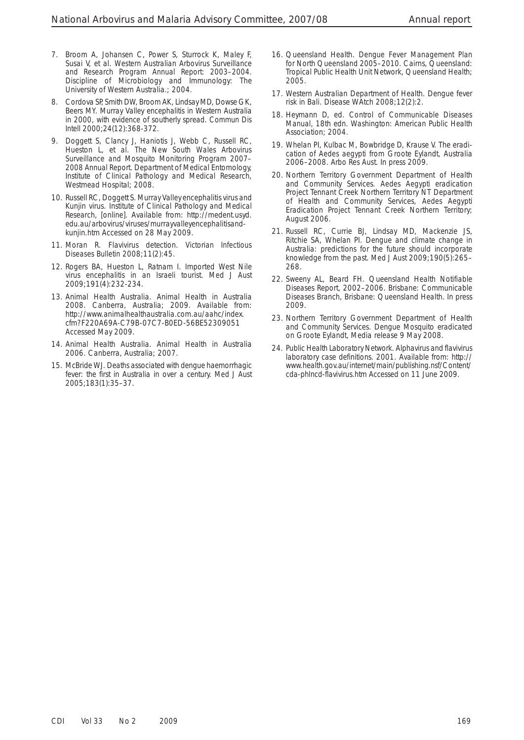7. Broom A, Johansen C, Power S, Sturrock K, Maley F, Susai V, et al. Western Australian Arbovirus Surveillance and Research Program Annual Report: 2003–2004. Discipline of Microbiology and Immunology: The University of Western Australia.; 2004.

8. Cordova SP, Smith DW, Broom AK, Lindsay MD, Dowse GK, Beers MY. Murray Valley encephalitis in Western Australia in 2000, with evidence of southerly spread. Commun Dis Intell 2000;24(12):368-372.

9. Doggett S, Clancy J, Haniotis J, Webb C, Russell RC, Hueston L, et al. The New South Wales Arbovirus Surveillance and Mosquito Monitoring Program 2007–2008 Annual Report. Department of Medical Entomology, Institute of Clinical Pathology and Medical Research, Westmead Hospital; 2008.

10. Russell RC, Doggett S. Murray Valley encephalitis virus and Kunjin virus. Institute of Clinical Pathology and Medical Research, [online]. Available from: http://medent.usyd.edu.au/arbovirus/viruses/murrayvalleyencephalitisand-kunjin.htm Accessed on 28 May 2009.

11. Moran R. Flavivirus detection. Victorian Infectious Diseases Bulletin 2008;11(2):45.

12. Rogers BA, Hueston L, Ratnam I. Imported West Nile virus encephalitis in an Israeli tourist. Med J Aust 2009;191(4):232-234.

13. Animal Health Australia. Animal Health in Australia 2008. Canberra, Australia; 2009. Available from: http://www.animalhealthaustralia.com.au/aahc/index.cfm?F220A69A-C79B-07C7-B0ED-56BE52309051 Accessed May 2009.

14. Animal Health Australia. Animal Health in Australia 2006. Canberra, Australia; 2007.

15. McBride WJ. Deaths associated with dengue haemorrhagic fever: the first in Australia in over a century. Med J Aust 2005;183(1):35–37.

16. Queensland Health. Dengue Fever Management Plan for North Queensland 2005–2010. Cairns, Queensland: Tropical Public Health Unit Network, Queensland Health; 2005.

17. Western Australian Department of Health. Dengue fever risk in Bali. Disease WAtch 2008;12(2):2.

18. Heymann D, ed. Control of Communicable Diseases Manual, 18th edn. Washington: American Public Health Association; 2004.

19. Whelan PI, Kulbac M, Bowbridge D, Krause V. The eradication of Aedes aegypti from Groote Eylandt, Australia 2006–2008. Arbo Res Aust. In press 2009.

20. Northern Territory Government Department of Health and Community Services. Aedes Aegypti eradication Project Tennant Creek Northern Territory NT Department of Health and Community Services, Aedes Aegypti Eradication Project Tennant Creek Northern Territory; August 2006.

21. Russell RC, Currie BJ, Lindsay MD, Mackenzie JS, Ritchie SA, Whelan PI. Dengue and climate change in Australia: predictions for the future should incorporate knowledge from the past. Med J Aust 2009;190(5):265–268.

22. Sweeny AL, Beard FH. Queensland Health Notifiable Diseases Report, 2002–2006. Brisbane: Communicable Diseases Branch, Brisbane: Queensland Health. In press 2009.

23. Northern Territory Government Department of Health and Community Services. Dengue Mosquito eradicated on Groote Eylandt, Media release 9 May 2008.

24. Public Health Laboratory Network. Alphavirus and flavivirus laboratory case definitions. 2001. Available from: http://www.health.gov.au/internet/main/publishing.nsf/Content/cda-phlncd-flavivirus.htm Accessed on 11 June 2009.